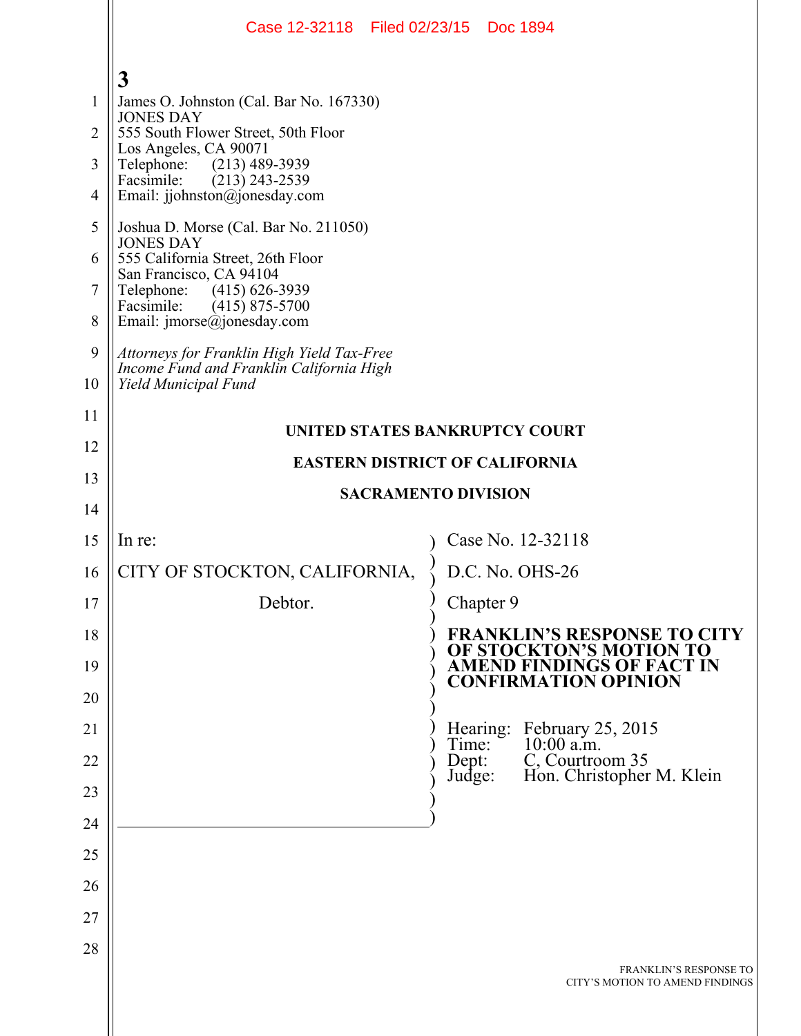3

James O. Johnston (Cal. Bar No. 167330)
JONES DAY
555 South Flower Street, 50th Floor
Los Angeles, CA 90071
Telephone: (213) 489-3939
Facsimile: (213) 243-2539
Email: jjohnston@jonesday.com

Joshua D. Morse (Cal. Bar No. 211050)
JONES DAY
555 California Street, 26th Floor
San Francisco, CA 94104
Telephone: (415) 626-3939
Facsimile: (415) 875-5700
Email: jmorse@jonesday.com

*Attorneys for Franklin High Yield Tax-Free Income Fund and Franklin California High Yield Municipal Fund*

**UNITED STATES BANKRUPTCY COURT**

**EASTERN DISTRICT OF CALIFORNIA**

**SACRAMENTO DIVISION**

| | |
|---|---|
| In re:<br><br>CITY OF STOCKTON, CALIFORNIA,<br><br>Debtor. | Case No. 12-32118<br><br>D.C. No. OHS-26<br><br>Chapter 9<br><br>**FRANKLIN'S RESPONSE TO CITY OF STOCKTON'S MOTION TO AMEND FINDINGS OF FACT IN CONFIRMATION OPINION**<br><br>Hearing: February 25, 2015<br>Time: 10:00 a.m.<br>Dept: C, Courtroom 35<br>Judge: Hon. Christopher M. Klein |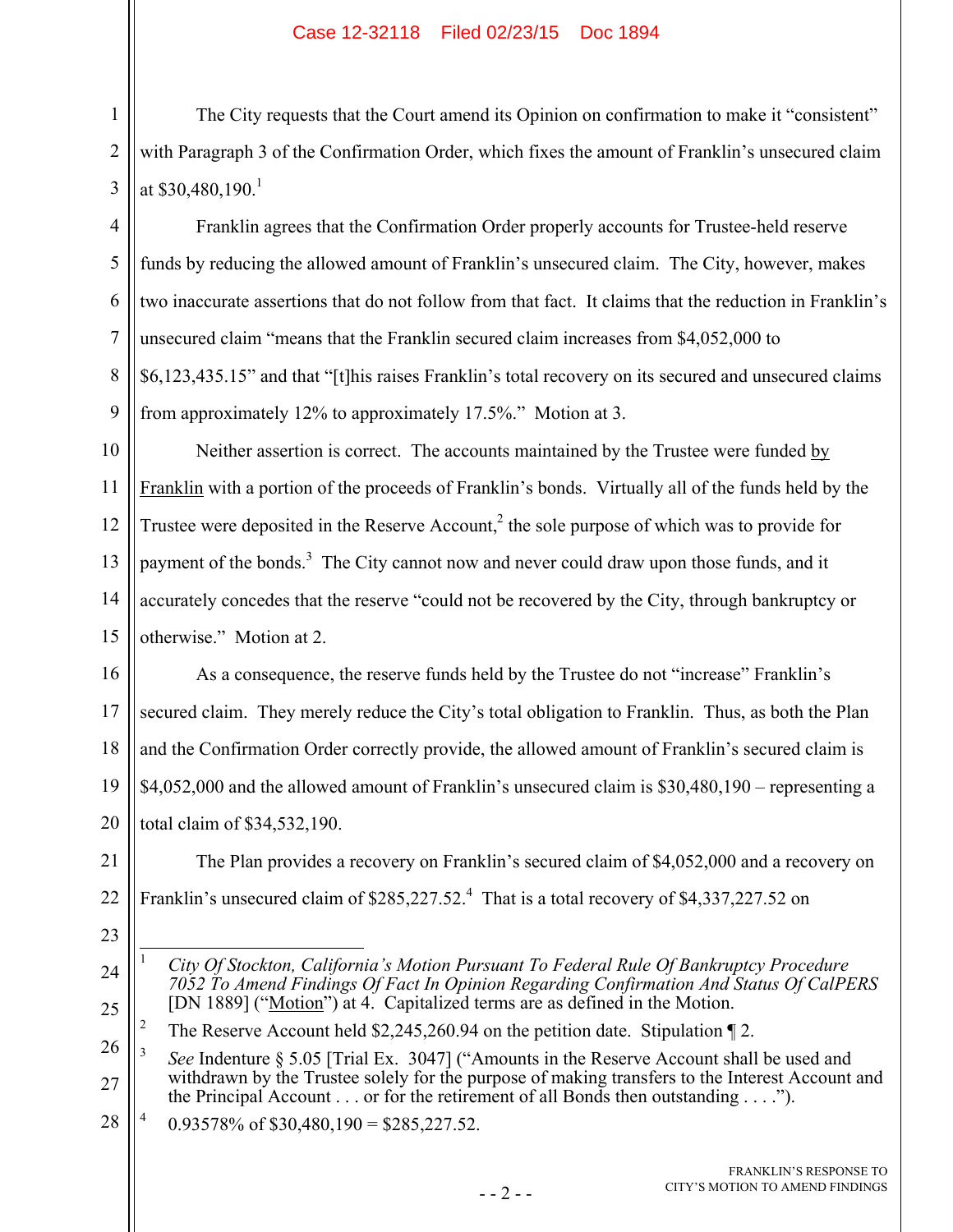The City requests that the Court amend its Opinion on confirmation to make it "consistent" with Paragraph 3 of the Confirmation Order, which fixes the amount of Franklin's unsecured claim at $30,480,190.[1]

Franklin agrees that the Confirmation Order properly accounts for Trustee-held reserve funds by reducing the allowed amount of Franklin's unsecured claim. The City, however, makes two inaccurate assertions that do not follow from that fact. It claims that the reduction in Franklin's unsecured claim "means that the Franklin secured claim increases from $4,052,000 to $6,123,435.15" and that "[t]his raises Franklin's total recovery on its secured and unsecured claims from approximately 12% to approximately 17.5%." Motion at 3.

Neither assertion is correct. The accounts maintained by the Trustee were funded by Franklin with a portion of the proceeds of Franklin's bonds. Virtually all of the funds held by the Trustee were deposited in the Reserve Account,[2] the sole purpose of which was to provide for payment of the bonds.[3] The City cannot now and never could draw upon those funds, and it accurately concedes that the reserve "could not be recovered by the City, through bankruptcy or otherwise." Motion at 2.

As a consequence, the reserve funds held by the Trustee do not "increase" Franklin's secured claim. They merely reduce the City's total obligation to Franklin. Thus, as both the Plan and the Confirmation Order correctly provide, the allowed amount of Franklin's secured claim is $4,052,000 and the allowed amount of Franklin's unsecured claim is $30,480,190 – representing a total claim of $34,532,190.

The Plan provides a recovery on Franklin's secured claim of $4,052,000 and a recovery on Franklin's unsecured claim of $285,227.52.[4] That is a total recovery of $4,337,227.52 on

---

[1] *City Of Stockton, California's Motion Pursuant To Federal Rule Of Bankruptcy Procedure 7052 To Amend Findings Of Fact In Opinion Regarding Confirmation And Status Of CalPERS* [DN 1889] ("Motion") at 4. Capitalized terms are as defined in the Motion.

[2] The Reserve Account held $2,245,260.94 on the petition date. Stipulation ¶ 2.

[3] *See* Indenture § 5.05 [Trial Ex. 3047] ("Amounts in the Reserve Account shall be used and withdrawn by the Trustee solely for the purpose of making transfers to the Interest Account and the Principal Account . . . or for the retirement of all Bonds then outstanding . . . .").

[4] 0.93578% of $30,480,190 = $285,227.52.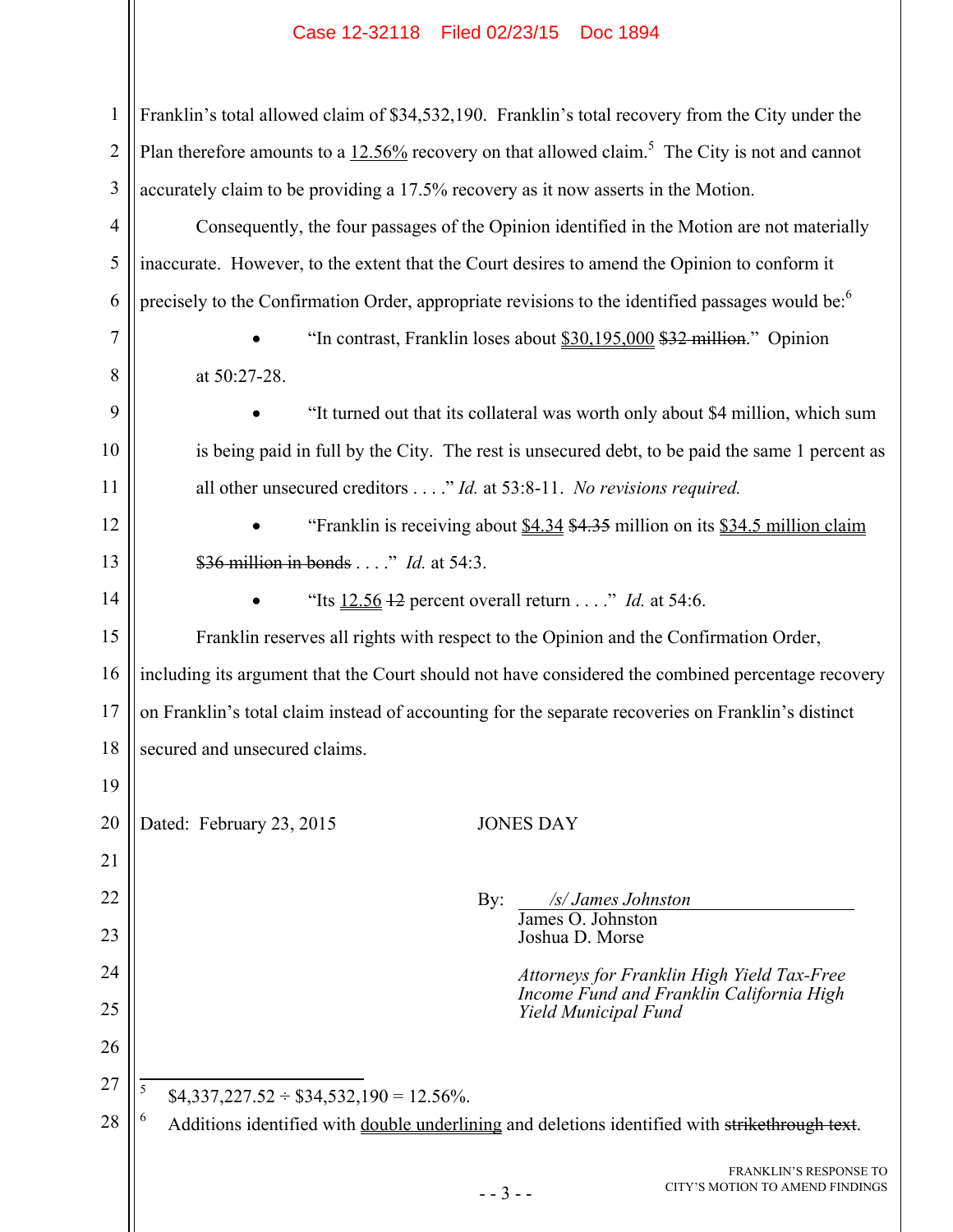Franklin's total allowed claim of $34,532,190. Franklin's total recovery from the City under the Plan therefore amounts to a <u>12.56%</u> recovery on that allowed claim.[5] The City is not and cannot accurately claim to be providing a 17.5% recovery as it now asserts in the Motion.

Consequently, the four passages of the Opinion identified in the Motion are not materially inaccurate. However, to the extent that the Court desires to amend the Opinion to conform it precisely to the Confirmation Order, appropriate revisions to the identified passages would be:[6]

- "In contrast, Franklin loses about <u>$30,195,000</u> ~~$32 million~~." Opinion at 50:27-28.
- "It turned out that its collateral was worth only about $4 million, which sum is being paid in full by the City. The rest is unsecured debt, to be paid the same 1 percent as all other unsecured creditors . . . ." *Id.* at 53:8-11. *No revisions required.*
- "Franklin is receiving about <u>$4.34</u> ~~$4.35~~ million on its <u>$34.5 million claim</u> ~~$36 million in bonds~~ . . . ." *Id.* at 54:3.
- "Its <u>12.56</u> ~~12~~ percent overall return . . . ." *Id.* at 54:6.

Franklin reserves all rights with respect to the Opinion and the Confirmation Order, including its argument that the Court should not have considered the combined percentage recovery on Franklin's total claim instead of accounting for the separate recoveries on Franklin's distinct secured and unsecured claims.

Dated: February 23, 2015

JONES DAY

By: */s/ James Johnston*
James O. Johnston
Joshua D. Morse

*Attorneys for Franklin High Yield Tax-Free Income Fund and Franklin California High Yield Municipal Fund*

---

[5] $4,337,227.52 ÷ $34,532,190 = 12.56%.

[6] Additions identified with <u>double underlining</u> and deletions identified with ~~strikethrough text~~.